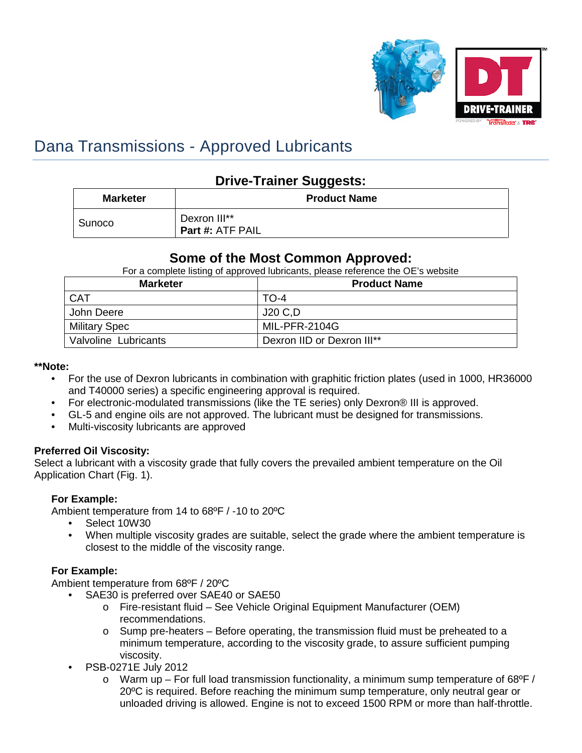# Dana Transmissions - Approved Lubricants

## Drive-Trainer Suggests:

| Marketer | Product Name |
|---|---|
| Sunoco | Dexron III**<br>**Part #:** ATF PAIL |

## Some of the Most Common Approved:

For a complete listing of approved lubricants, please reference the OE's website

| Marketer | Product Name |
|---|---|
| CAT | TO-4 |
| John Deere | J20 C,D |
| Military Spec | MIL-PFR-2104G |
| Valvoline Lubricants | Dexron IID or Dexron III** |

**Note:**

- For the use of Dexron lubricants in combination with graphitic friction plates (used in 1000, HR36000 and T40000 series) a specific engineering approval is required.
- For electronic-modulated transmissions (like the TE series) only Dexron® III is approved.
- GL-5 and engine oils are not approved. The lubricant must be designed for transmissions.
- Multi-viscosity lubricants are approved

**Preferred Oil Viscosity:**
Select a lubricant with a viscosity grade that fully covers the prevailed ambient temperature on the Oil Application Chart (Fig. 1).

**For Example:**
Ambient temperature from 14 to 68ºF / -10 to 20ºC

- Select 10W30
- When multiple viscosity grades are suitable, select the grade where the ambient temperature is closest to the middle of the viscosity range.

**For Example:**
Ambient temperature from 68ºF / 20ºC

- SAE30 is preferred over SAE40 or SAE50
  - Fire-resistant fluid – See Vehicle Original Equipment Manufacturer (OEM) recommendations.
  - Sump pre-heaters – Before operating, the transmission fluid must be preheated to a minimum temperature, according to the viscosity grade, to assure sufficient pumping viscosity.
- PSB-0271E July 2012
  - Warm up – For full load transmission functionality, a minimum sump temperature of 68ºF / 20ºC is required. Before reaching the minimum sump temperature, only neutral gear or unloaded driving is allowed. Engine is not to exceed 1500 RPM or more than half-throttle.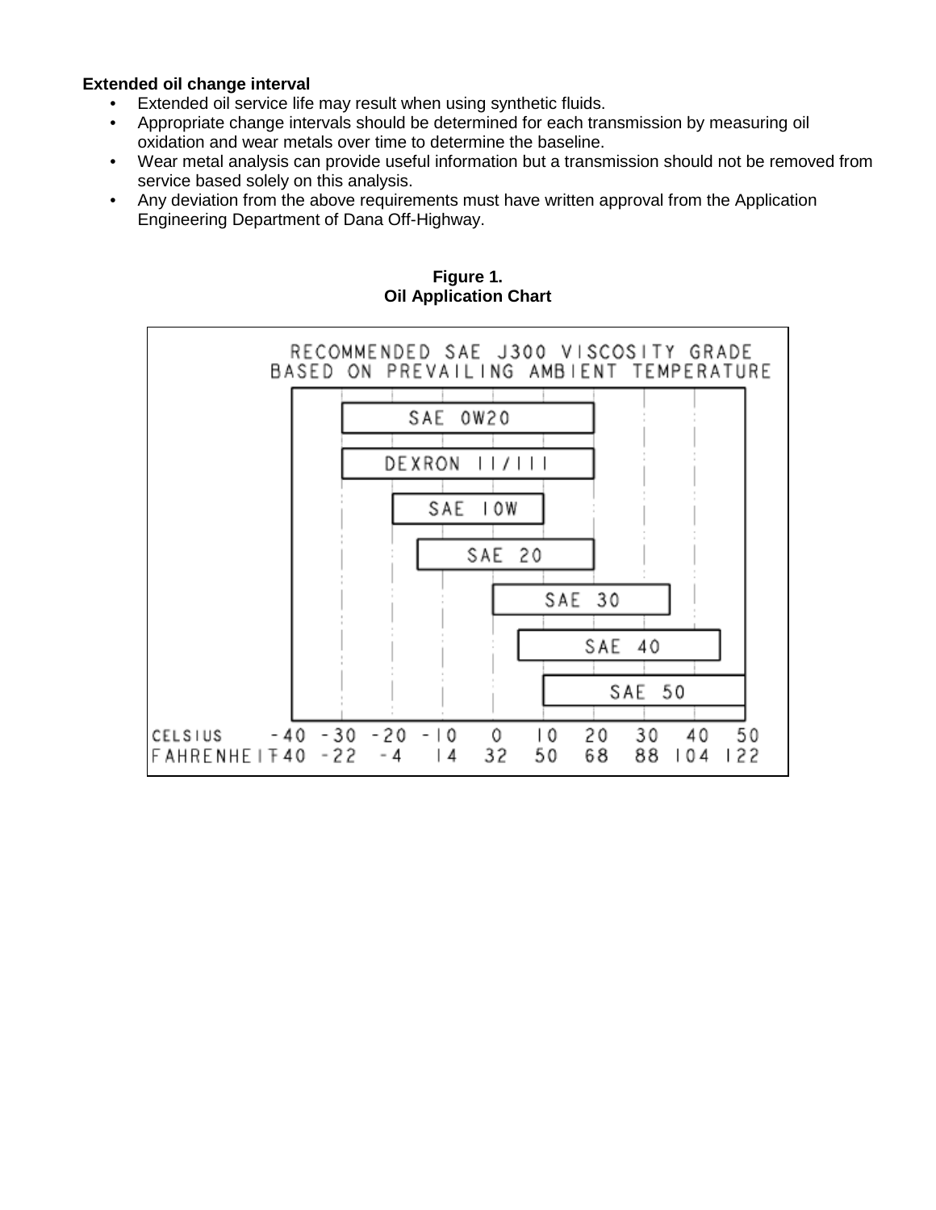**Extended oil change interval**

- Extended oil service life may result when using synthetic fluids.
- Appropriate change intervals should be determined for each transmission by measuring oil oxidation and wear metals over time to determine the baseline.
- Wear metal analysis can provide useful information but a transmission should not be removed from service based solely on this analysis.
- Any deviation from the above requirements must have written approval from the Application Engineering Department of Dana Off-Highway.

**Figure 1.**
**Oil Application Chart**

RECOMMENDED SAE J300 VISCOSITY GRADE
BASED ON PREVAILING AMBIENT TEMPERATURE

SAE 0W20

DEXRON II/III

SAE 10W

SAE 20

SAE 30

SAE 40

SAE 50

CELSIUS -40 -30 -20 -10 0 10 20 30 40 50

FAHRENHEIT -40 -22 -4 14 32 50 68 88 104 122